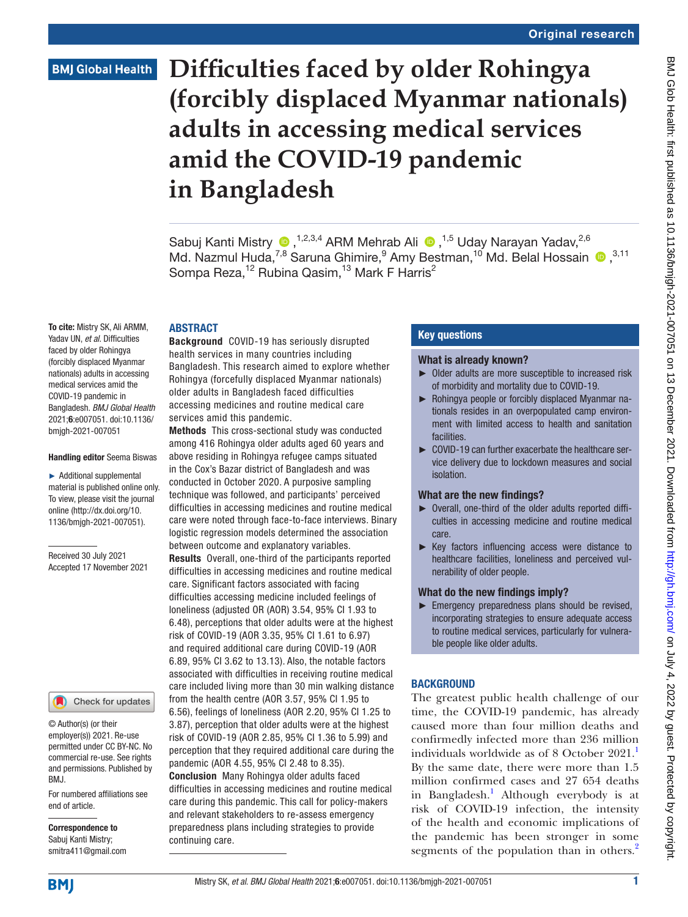# Difficulties faced by older Rohingya (forcibly displaced Myanmar nationals) adults in accessing medical services amid the COVID-19 pandemic in Bangladesh

Sabuj Kanti Mistry ,[1,2,3,4] ARM Mehrab Ali ,[1,5] Uday Narayan Yadav,[2,6] Md. Nazmul Huda,[7,8] Saruna Ghimire,[9] Amy Bestman,[10] Md. Belal Hossain ,[3,11] Sompa Reza,[12] Rubina Qasim,[13] Mark F Harris[2]

**To cite:** Mistry SK, Ali ARMM, Yadav UN, *et al*. Difficulties faced by older Rohingya (forcibly displaced Myanmar nationals) adults in accessing medical services amid the COVID-19 pandemic in Bangladesh. *BMJ Global Health* 2021;**6**:e007051. doi:10.1136/bmjgh-2021-007051

**Handling editor** Seema Biswas

► Additional supplemental material is published online only. To view, please visit the journal online (http://dx.doi.org/10.1136/bmjgh-2021-007051).

Received 30 July 2021
Accepted 17 November 2021

© Author(s) (or their employer(s)) 2021. Re-use permitted under CC BY-NC. No commercial re-use. See rights and permissions. Published by BMJ.

For numbered affiliations see end of article.

**Correspondence to**
Sabuj Kanti Mistry;
smitra411@gmail.com

## ABSTRACT

**Background** COVID-19 has seriously disrupted health services in many countries including Bangladesh. This research aimed to explore whether Rohingya (forcefully displaced Myanmar nationals) older adults in Bangladesh faced difficulties accessing medicines and routine medical care services amid this pandemic.

**Methods** This cross-sectional study was conducted among 416 Rohingya older adults aged 60 years and above residing in Rohingya refugee camps situated in the Cox's Bazar district of Bangladesh and was conducted in October 2020. A purposive sampling technique was followed, and participants' perceived difficulties in accessing medicines and routine medical care were noted through face-to-face interviews. Binary logistic regression models determined the association between outcome and explanatory variables.

**Results** Overall, one-third of the participants reported difficulties in accessing medicines and routine medical care. Significant factors associated with facing difficulties accessing medicine included feelings of loneliness (adjusted OR (AOR) 3.54, 95% CI 1.93 to 6.48), perceptions that older adults were at the highest risk of COVID-19 (AOR 3.35, 95% CI 1.61 to 6.97) and required additional care during COVID-19 (AOR 6.89, 95% CI 3.62 to 13.13). Also, the notable factors associated with difficulties in receiving routine medical care included living more than 30 min walking distance from the health centre (AOR 3.57, 95% CI 1.95 to 6.56), feelings of loneliness (AOR 2.20, 95% CI 1.25 to 3.87), perception that older adults were at the highest risk of COVID-19 (AOR 2.85, 95% CI 1.36 to 5.99) and perception that they required additional care during the pandemic (AOR 4.55, 95% CI 2.48 to 8.35).

**Conclusion** Many Rohingya older adults faced difficulties in accessing medicines and routine medical care during this pandemic. This call for policy-makers and relevant stakeholders to re-assess emergency preparedness plans including strategies to provide continuing care.

## Key questions

### What is already known?

- ► Older adults are more susceptible to increased risk of morbidity and mortality due to COVID-19.
- ► Rohingya people or forcibly displaced Myanmar nationals resides in an overpopulated camp environment with limited access to health and sanitation facilities.
- ► COVID-19 can further exacerbate the healthcare service delivery due to lockdown measures and social isolation.

### What are the new findings?

- ► Overall, one-third of the older adults reported difficulties in accessing medicine and routine medical care.
- ► Key factors influencing access were distance to healthcare facilities, loneliness and perceived vulnerability of older people.

### What do the new findings imply?

- ► Emergency preparedness plans should be revised, incorporating strategies to ensure adequate access to routine medical services, particularly for vulnerable people like older adults.

## BACKGROUND

The greatest public health challenge of our time, the COVID-19 pandemic, has already caused more than four million deaths and confirmedly infected more than 236 million individuals worldwide as of 8 October 2021.[1] By the same date, there were more than 1.5 million confirmed cases and 27 654 deaths in Bangladesh.[1] Although everybody is at risk of COVID-19 infection, the intensity of the health and economic implications of the pandemic has been stronger in some segments of the population than in others.[2]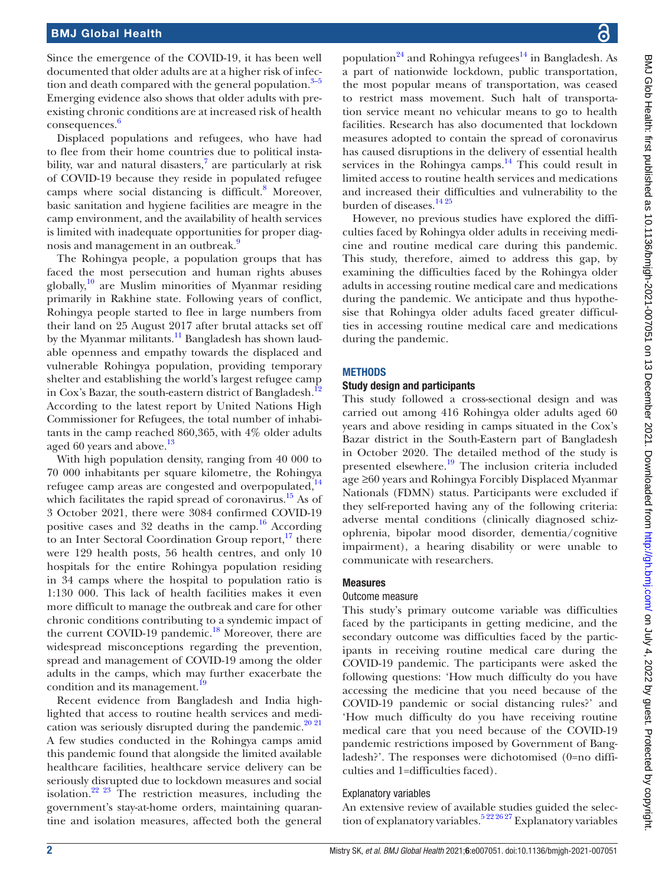Since the emergence of the COVID-19, it has been well documented that older adults are at a higher risk of infection and death compared with the general population.[3–5] Emerging evidence also shows that older adults with pre-existing chronic conditions are at increased risk of health consequences.[6]

Displaced populations and refugees, who have had to flee from their home countries due to political instability, war and natural disasters,[7] are particularly at risk of COVID-19 because they reside in populated refugee camps where social distancing is difficult.[8] Moreover, basic sanitation and hygiene facilities are meagre in the camp environment, and the availability of health services is limited with inadequate opportunities for proper diagnosis and management in an outbreak.[9]

The Rohingya people, a population groups that has faced the most persecution and human rights abuses globally,[10] are Muslim minorities of Myanmar residing primarily in Rakhine state. Following years of conflict, Rohingya people started to flee in large numbers from their land on 25 August 2017 after brutal attacks set off by the Myanmar militants.[11] Bangladesh has shown laudable openness and empathy towards the displaced and vulnerable Rohingya population, providing temporary shelter and establishing the world's largest refugee camp in Cox's Bazar, the south-eastern district of Bangladesh.[12] According to the latest report by United Nations High Commissioner for Refugees, the total number of inhabitants in the camp reached 860,365, with 4% older adults aged 60 years and above.[13]

With high population density, ranging from 40 000 to 70 000 inhabitants per square kilometre, the Rohingya refugee camp areas are congested and overpopulated,[14] which facilitates the rapid spread of coronavirus.[15] As of 3 October 2021, there were 3084 confirmed COVID-19 positive cases and 32 deaths in the camp.[16] According to an Inter Sectoral Coordination Group report,[17] there were 129 health posts, 56 health centres, and only 10 hospitals for the entire Rohingya population residing in 34 camps where the hospital to population ratio is 1:130 000. This lack of health facilities makes it even more difficult to manage the outbreak and care for other chronic conditions contributing to a syndemic impact of the current COVID-19 pandemic.[18] Moreover, there are widespread misconceptions regarding the prevention, spread and management of COVID-19 among the older adults in the camps, which may further exacerbate the condition and its management.[19]

Recent evidence from Bangladesh and India highlighted that access to routine health services and medication was seriously disrupted during the pandemic.[20 21] A few studies conducted in the Rohingya camps amid this pandemic found that alongside the limited available healthcare facilities, healthcare service delivery can be seriously disrupted due to lockdown measures and social isolation.[22 23] The restriction measures, including the government's stay-at-home orders, maintaining quarantine and isolation measures, affected both the general population[24] and Rohingya refugees[14] in Bangladesh. As a part of nationwide lockdown, public transportation, the most popular means of transportation, was ceased to restrict mass movement. Such halt of transportation service meant no vehicular means to go to health facilities. Research has also documented that lockdown measures adopted to contain the spread of coronavirus has caused disruptions in the delivery of essential health services in the Rohingya camps.[14] This could result in limited access to routine health services and medications and increased their difficulties and vulnerability to the burden of diseases.[14 25]

However, no previous studies have explored the difficulties faced by Rohingya older adults in receiving medicine and routine medical care during this pandemic. This study, therefore, aimed to address this gap, by examining the difficulties faced by the Rohingya older adults in accessing routine medical care and medications during the pandemic. We anticipate and thus hypothesise that Rohingya older adults faced greater difficulties in accessing routine medical care and medications during the pandemic.

## METHODS

### Study design and participants

This study followed a cross-sectional design and was carried out among 416 Rohingya older adults aged 60 years and above residing in camps situated in the Cox's Bazar district in the South-Eastern part of Bangladesh in October 2020. The detailed method of the study is presented elsewhere.[19] The inclusion criteria included age ≥60 years and Rohingya Forcibly Displaced Myanmar Nationals (FDMN) status. Participants were excluded if they self-reported having any of the following criteria: adverse mental conditions (clinically diagnosed schizophrenia, bipolar mood disorder, dementia/cognitive impairment), a hearing disability or were unable to communicate with researchers.

### Measures

#### Outcome measure

This study's primary outcome variable was difficulties faced by the participants in getting medicine, and the secondary outcome was difficulties faced by the participants in receiving routine medical care during the COVID-19 pandemic. The participants were asked the following questions: 'How much difficulty do you have accessing the medicine that you need because of the COVID-19 pandemic or social distancing rules?' and 'How much difficulty do you have receiving routine medical care that you need because of the COVID-19 pandemic restrictions imposed by Government of Bangladesh?'. The responses were dichotomised (0=no difficulties and 1=difficulties faced).

#### Explanatory variables

An extensive review of available studies guided the selection of explanatory variables.[5 22 26 27] Explanatory variables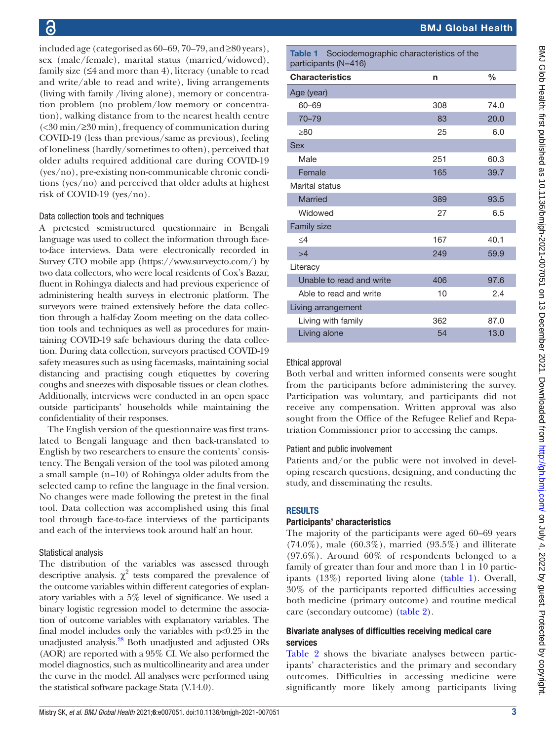included age (categorised as 60–69, 70–79, and ≥80 years), sex (male/female), marital status (married/widowed), family size (≤4 and more than 4), literacy (unable to read and write/able to read and write), living arrangements (living with family /living alone), memory or concentration problem (no problem/low memory or concentration), walking distance from to the nearest health centre (<30 min/≥30 min), frequency of communication during COVID-19 (less than previous/same as previous), feeling of loneliness (hardly/sometimes to often), perceived that older adults required additional care during COVID-19 (yes/no), pre-existing non-communicable chronic conditions (yes/no) and perceived that older adults at highest risk of COVID-19 (yes/no).

### Data collection tools and techniques

A pretested semistructured questionnaire in Bengali language was used to collect the information through face-to-face interviews. Data were electronically recorded in Survey CTO mobile app (https://www.surveycto.com/) by two data collectors, who were local residents of Cox's Bazar, fluent in Rohingya dialects and had previous experience of administering health surveys in electronic platform. The surveyors were trained extensively before the data collection through a half-day Zoom meeting on the data collection tools and techniques as well as procedures for maintaining COVID-19 safe behaviours during the data collection. During data collection, surveyors practised COVID-19 safety measures such as using facemasks, maintaining social distancing and practising cough etiquettes by covering coughs and sneezes with disposable tissues or clean clothes. Additionally, interviews were conducted in an open space outside participants' households while maintaining the confidentiality of their responses.

The English version of the questionnaire was first translated to Bengali language and then back-translated to English by two researchers to ensure the contents' consistency. The Bengali version of the tool was piloted among a small sample (n=10) of Rohingya older adults from the selected camp to refine the language in the final version. No changes were made following the pretest in the final tool. Data collection was accomplished using this final tool through face-to-face interviews of the participants and each of the interviews took around half an hour.

### Statistical analysis

The distribution of the variables was assessed through descriptive analysis. $\chi^2$ tests compared the prevalence of the outcome variables within different categories of explanatory variables with a 5% level of significance. We used a binary logistic regression model to determine the association of outcome variables with explanatory variables. The final model includes only the variables with p<0.25 in the unadjusted analysis.[28] Both unadjusted and adjusted ORs (AOR) are reported with a 95% CI. We also performed the model diagnostics, such as multicollinearity and area under the curve in the model. All analyses were performed using the statistical software package Stata (V.14.0).

**Table 1** Sociodemographic characteristics of the participants (N=416)

| Characteristics | n | % |
|---|---|---|
| Age (year) | | |
| 60–69 | 308 | 74.0 |
| 70–79 | 83 | 20.0 |
| ≥80 | 25 | 6.0 |
| Sex | | |
| Male | 251 | 60.3 |
| Female | 165 | 39.7 |
| Marital status | | |
| Married | 389 | 93.5 |
| Widowed | 27 | 6.5 |
| Family size | | |
| ≤4 | 167 | 40.1 |
| >4 | 249 | 59.9 |
| Literacy | | |
| Unable to read and write | 406 | 97.6 |
| Able to read and write | 10 | 2.4 |
| Living arrangement | | |
| Living with family | 362 | 87.0 |
| Living alone | 54 | 13.0 |

### Ethical approval

Both verbal and written informed consents were sought from the participants before administering the survey. Participation was voluntary, and participants did not receive any compensation. Written approval was also sought from the Office of the Refugee Relief and Repatriation Commissioner prior to accessing the camps.

### Patient and public involvement

Patients and/or the public were not involved in developing research questions, designing, and conducting the study, and disseminating the results.

## RESULTS

### Participants' characteristics

The majority of the participants were aged 60–69 years (74.0%), male (60.3%), married (93.5%) and illiterate (97.6%). Around 60% of respondents belonged to a family of greater than four and more than 1 in 10 participants (13%) reported living alone (table 1). Overall, 30% of the participants reported difficulties accessing both medicine (primary outcome) and routine medical care (secondary outcome) (table 2).

### Bivariate analyses of difficulties receiving medical care services

Table 2 shows the bivariate analyses between participants' characteristics and the primary and secondary outcomes. Difficulties in accessing medicine were significantly more likely among participants living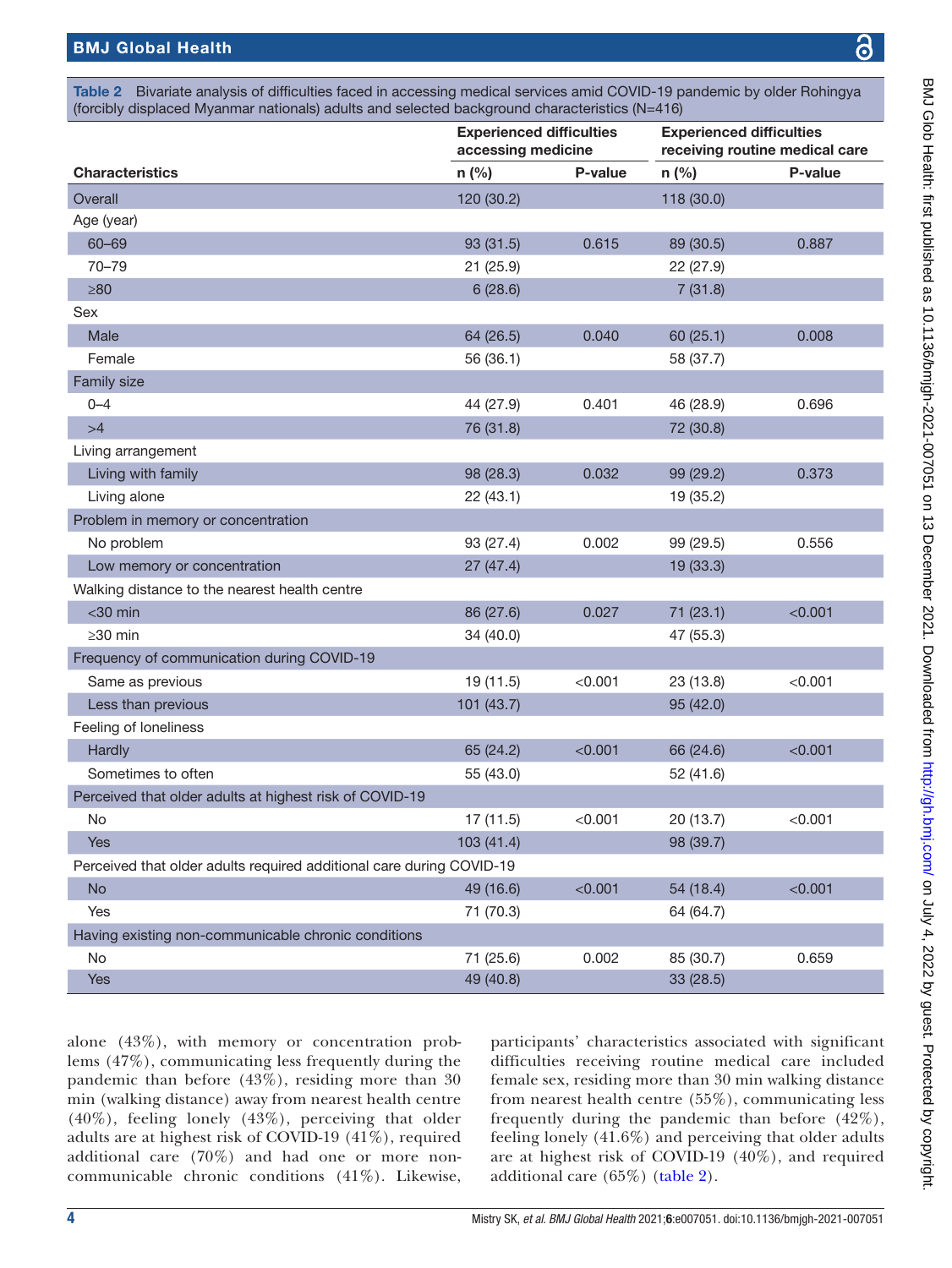**Table 2** Bivariate analysis of difficulties faced in accessing medical services amid COVID-19 pandemic by older Rohingya (forcibly displaced Myanmar nationals) adults and selected background characteristics (N=416)

| Characteristics | Experienced difficulties accessing medicine | | Experienced difficulties receiving routine medical care | |
|---|---|---|---|---|
| | n (%) | P-value | n (%) | P-value |
| Overall | 120 (30.2) | | 118 (30.0) | |
| Age (year) | | | | |
| 60–69 | 93 (31.5) | 0.615 | 89 (30.5) | 0.887 |
| 70–79 | 21 (25.9) | | 22 (27.9) | |
| ≥80 | 6 (28.6) | | 7 (31.8) | |
| Sex | | | | |
| Male | 64 (26.5) | 0.040 | 60 (25.1) | 0.008 |
| Female | 56 (36.1) | | 58 (37.7) | |
| Family size | | | | |
| 0–4 | 44 (27.9) | 0.401 | 46 (28.9) | 0.696 |
| >4 | 76 (31.8) | | 72 (30.8) | |
| Living arrangement | | | | |
| Living with family | 98 (28.3) | 0.032 | 99 (29.2) | 0.373 |
| Living alone | 22 (43.1) | | 19 (35.2) | |
| Problem in memory or concentration | | | | |
| No problem | 93 (27.4) | 0.002 | 99 (29.5) | 0.556 |
| Low memory or concentration | 27 (47.4) | | 19 (33.3) | |
| Walking distance to the nearest health centre | | | | |
| <30 min | 86 (27.6) | 0.027 | 71 (23.1) | <0.001 |
| ≥30 min | 34 (40.0) | | 47 (55.3) | |
| Frequency of communication during COVID-19 | | | | |
| Same as previous | 19 (11.5) | <0.001 | 23 (13.8) | <0.001 |
| Less than previous | 101 (43.7) | | 95 (42.0) | |
| Feeling of loneliness | | | | |
| Hardly | 65 (24.2) | <0.001 | 66 (24.6) | <0.001 |
| Sometimes to often | 55 (43.0) | | 52 (41.6) | |
| Perceived that older adults at highest risk of COVID-19 | | | | |
| No | 17 (11.5) | <0.001 | 20 (13.7) | <0.001 |
| Yes | 103 (41.4) | | 98 (39.7) | |
| Perceived that older adults required additional care during COVID-19 | | | | |
| No | 49 (16.6) | <0.001 | 54 (18.4) | <0.001 |
| Yes | 71 (70.3) | | 64 (64.7) | |
| Having existing non-communicable chronic conditions | | | | |
| No | 71 (25.6) | 0.002 | 85 (30.7) | 0.659 |
| Yes | 49 (40.8) | | 33 (28.5) | |

alone (43%), with memory or concentration problems (47%), communicating less frequently during the pandemic than before (43%), residing more than 30 min (walking distance) away from nearest health centre (40%), feeling lonely (43%), perceiving that older adults are at highest risk of COVID-19 (41%), required additional care (70%) and had one or more non-communicable chronic conditions (41%). Likewise, participants' characteristics associated with significant difficulties receiving routine medical care included female sex, residing more than 30 min walking distance from nearest health centre (55%), communicating less frequently during the pandemic than before (42%), feeling lonely (41.6%) and perceiving that older adults are at highest risk of COVID-19 (40%), and required additional care (65%) (table 2).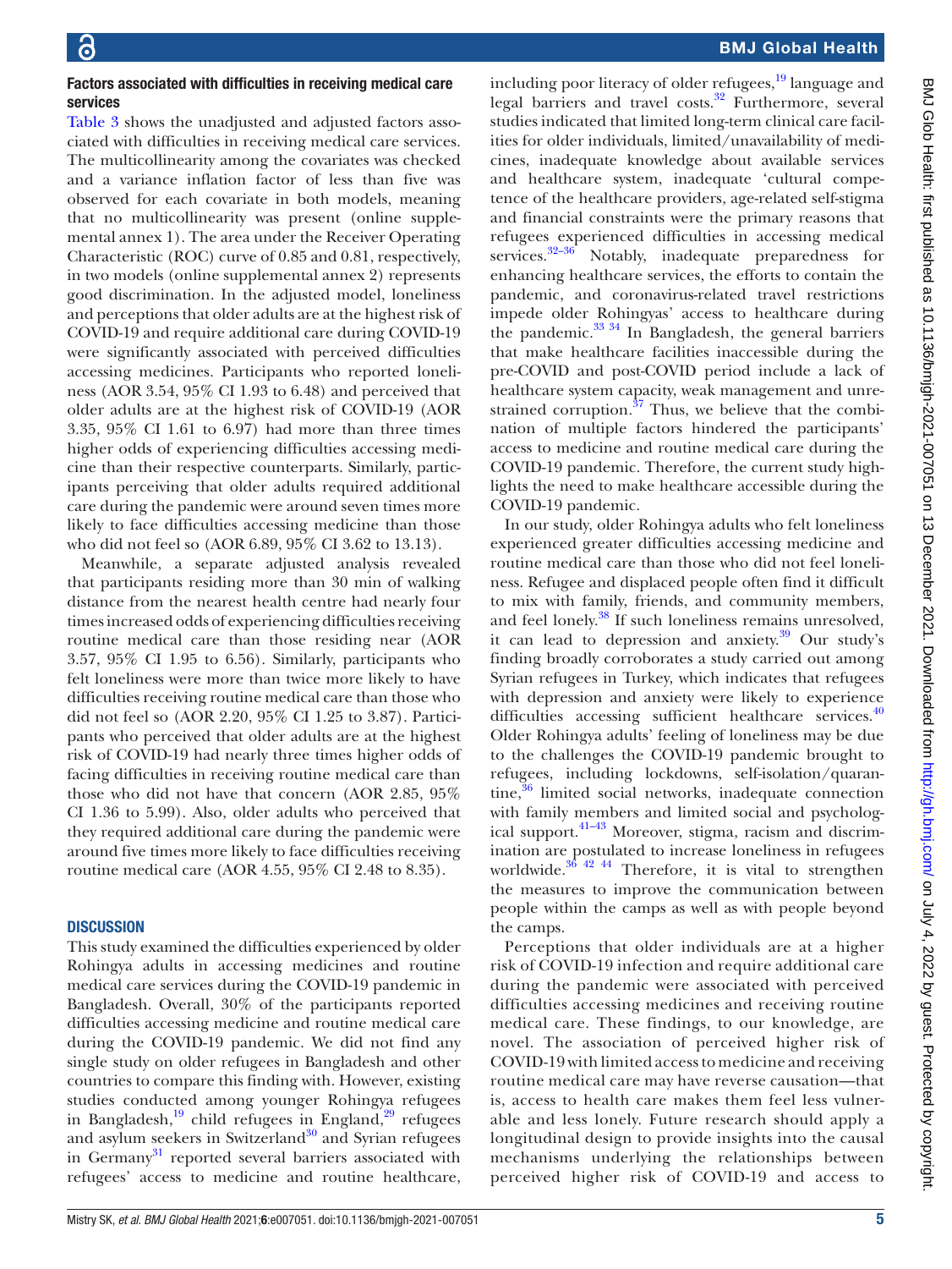### Factors associated with difficulties in receiving medical care services

Table 3 shows the unadjusted and adjusted factors associated with difficulties in receiving medical care services. The multicollinearity among the covariates was checked and a variance inflation factor of less than five was observed for each covariate in both models, meaning that no multicollinearity was present (online supplemental annex 1). The area under the Receiver Operating Characteristic (ROC) curve of 0.85 and 0.81, respectively, in two models (online supplemental annex 2) represents good discrimination. In the adjusted model, loneliness and perceptions that older adults are at the highest risk of COVID-19 and require additional care during COVID-19 were significantly associated with perceived difficulties accessing medicines. Participants who reported loneliness (AOR 3.54, 95% CI 1.93 to 6.48) and perceived that older adults are at the highest risk of COVID-19 (AOR 3.35, 95% CI 1.61 to 6.97) had more than three times higher odds of experiencing difficulties accessing medicine than their respective counterparts. Similarly, participants perceiving that older adults required additional care during the pandemic were around seven times more likely to face difficulties accessing medicine than those who did not feel so (AOR 6.89, 95% CI 3.62 to 13.13).

Meanwhile, a separate adjusted analysis revealed that participants residing more than 30 min of walking distance from the nearest health centre had nearly four times increased odds of experiencing difficulties receiving routine medical care than those residing near (AOR 3.57, 95% CI 1.95 to 6.56). Similarly, participants who felt loneliness were more than twice more likely to have difficulties receiving routine medical care than those who did not feel so (AOR 2.20, 95% CI 1.25 to 3.87). Participants who perceived that older adults are at the highest risk of COVID-19 had nearly three times higher odds of facing difficulties in receiving routine medical care than those who did not have that concern (AOR 2.85, 95% CI 1.36 to 5.99). Also, older adults who perceived that they required additional care during the pandemic were around five times more likely to face difficulties receiving routine medical care (AOR 4.55, 95% CI 2.48 to 8.35).

## DISCUSSION

This study examined the difficulties experienced by older Rohingya adults in accessing medicines and routine medical care services during the COVID-19 pandemic in Bangladesh. Overall, 30% of the participants reported difficulties accessing medicine and routine medical care during the COVID-19 pandemic. We did not find any single study on older refugees in Bangladesh and other countries to compare this finding with. However, existing studies conducted among younger Rohingya refugees in Bangladesh,[19] child refugees in England,[29] refugees and asylum seekers in Switzerland[30] and Syrian refugees in Germany[31] reported several barriers associated with refugees' access to medicine and routine healthcare, including poor literacy of older refugees,[19] language and legal barriers and travel costs.[32] Furthermore, several studies indicated that limited long-term clinical care facilities for older individuals, limited/unavailability of medicines, inadequate knowledge about available services and healthcare system, inadequate 'cultural competence of the healthcare providers, age-related self-stigma and financial constraints were the primary reasons that refugees experienced difficulties in accessing medical services.[32–36] Notably, inadequate preparedness for enhancing healthcare services, the efforts to contain the pandemic, and coronavirus-related travel restrictions impede older Rohingyas' access to healthcare during the pandemic.[33 34] In Bangladesh, the general barriers that make healthcare facilities inaccessible during the pre-COVID and post-COVID period include a lack of healthcare system capacity, weak management and unrestrained corruption.[37] Thus, we believe that the combination of multiple factors hindered the participants' access to medicine and routine medical care during the COVID-19 pandemic. Therefore, the current study highlights the need to make healthcare accessible during the COVID-19 pandemic.

In our study, older Rohingya adults who felt loneliness experienced greater difficulties accessing medicine and routine medical care than those who did not feel loneliness. Refugee and displaced people often find it difficult to mix with family, friends, and community members, and feel lonely.[38] If such loneliness remains unresolved, it can lead to depression and anxiety.[39] Our study's finding broadly corroborates a study carried out among Syrian refugees in Turkey, which indicates that refugees with depression and anxiety were likely to experience difficulties accessing sufficient healthcare services.[40] Older Rohingya adults' feeling of loneliness may be due to the challenges the COVID-19 pandemic brought to refugees, including lockdowns, self-isolation/quarantine,[36] limited social networks, inadequate connection with family members and limited social and psychological support.[41–43] Moreover, stigma, racism and discrimination are postulated to increase loneliness in refugees worldwide.[36 42 44] Therefore, it is vital to strengthen the measures to improve the communication between people within the camps as well as with people beyond the camps.

Perceptions that older individuals are at a higher risk of COVID-19 infection and require additional care during the pandemic were associated with perceived difficulties accessing medicines and receiving routine medical care. These findings, to our knowledge, are novel. The association of perceived higher risk of COVID-19 with limited access to medicine and receiving routine medical care may have reverse causation—that is, access to health care makes them feel less vulnerable and less lonely. Future research should apply a longitudinal design to provide insights into the causal mechanisms underlying the relationships between perceived higher risk of COVID-19 and access to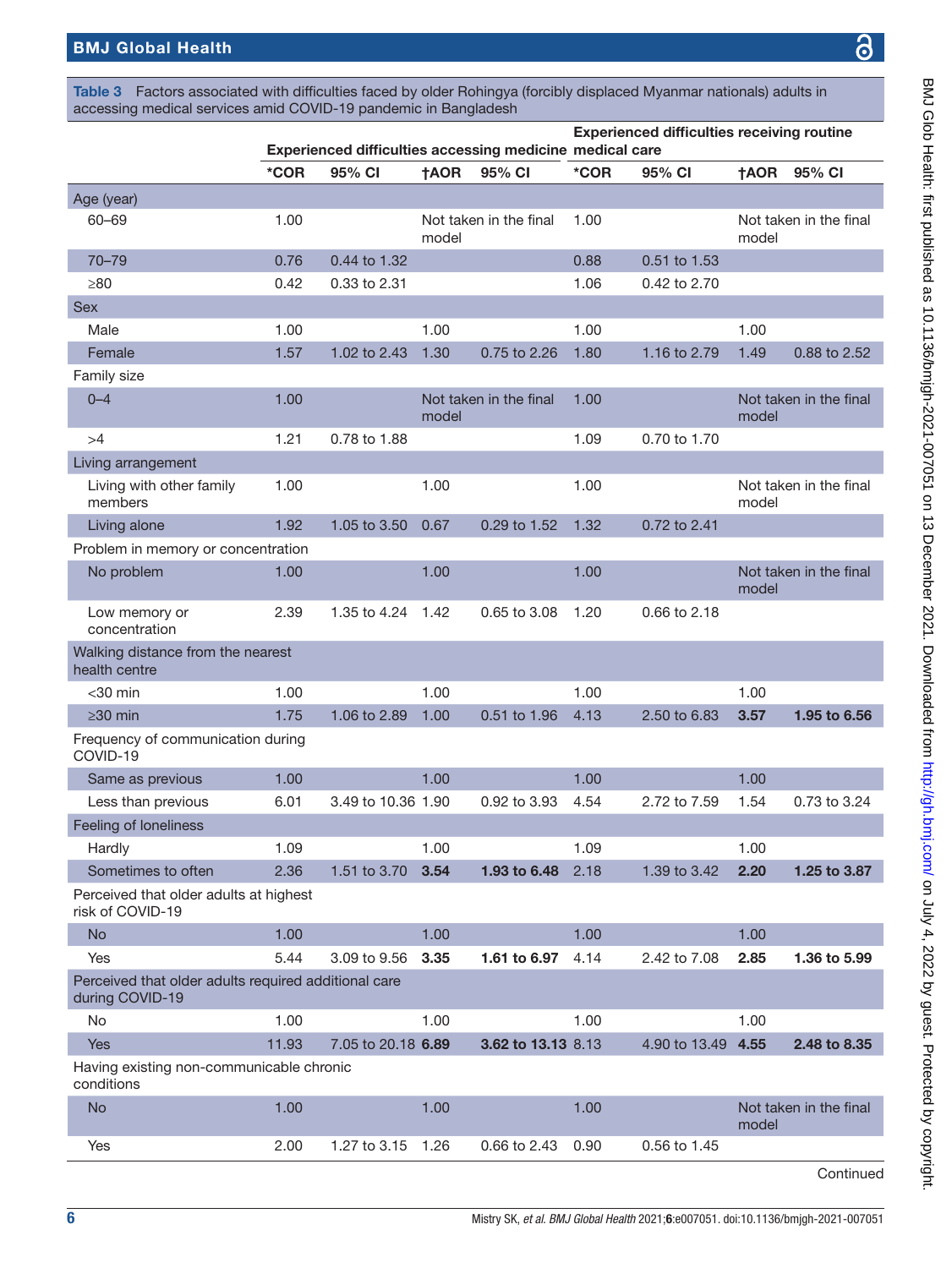**Table 3** Factors associated with difficulties faced by older Rohingya (forcibly displaced Myanmar nationals) adults in accessing medical services amid COVID-19 pandemic in Bangladesh

| | Experienced difficulties accessing medicine | | | | Experienced difficulties receiving routine medical care | | | |
|---|---|---|---|---|---|---|---|---|
| | *COR | 95% CI | †AOR | 95% CI | *COR | 95% CI | †AOR | 95% CI |
| Age (year) | | | | | | | | |
| 60–69 | 1.00 | | Not taken in the final model | | 1.00 | | Not taken in the final model | |
| 70–79 | 0.76 | 0.44 to 1.32 | | | 0.88 | 0.51 to 1.53 | | |
| ≥80 | 0.42 | 0.33 to 2.31 | | | 1.06 | 0.42 to 2.70 | | |
| Sex | | | | | | | | |
| Male | 1.00 | | 1.00 | | 1.00 | | 1.00 | |
| Female | 1.57 | 1.02 to 2.43 | 1.30 | 0.75 to 2.26 | 1.80 | 1.16 to 2.79 | 1.49 | 0.88 to 2.52 |
| Family size | | | | | | | | |
| 0–4 | 1.00 | | Not taken in the final model | | 1.00 | | Not taken in the final model | |
| >4 | 1.21 | 0.78 to 1.88 | | | 1.09 | 0.70 to 1.70 | | |
| Living arrangement | | | | | | | | |
| Living with other family members | 1.00 | | 1.00 | | 1.00 | | Not taken in the final model | |
| Living alone | 1.92 | 1.05 to 3.50 | 0.67 | 0.29 to 1.52 | 1.32 | 0.72 to 2.41 | | |
| Problem in memory or concentration | | | | | | | | |
| No problem | 1.00 | | 1.00 | | 1.00 | | Not taken in the final model | |
| Low memory or concentration | 2.39 | 1.35 to 4.24 | 1.42 | 0.65 to 3.08 | 1.20 | 0.66 to 2.18 | | |
| Walking distance from the nearest health centre | | | | | | | | |
| <30 min | 1.00 | | 1.00 | | 1.00 | | 1.00 | |
| ≥30 min | 1.75 | 1.06 to 2.89 | 1.00 | 0.51 to 1.96 | 4.13 | 2.50 to 6.83 | **3.57** | **1.95 to 6.56** |
| Frequency of communication during COVID-19 | | | | | | | | |
| Same as previous | 1.00 | | 1.00 | | 1.00 | | 1.00 | |
| Less than previous | 6.01 | 3.49 to 10.36 | 1.90 | 0.92 to 3.93 | 4.54 | 2.72 to 7.59 | 1.54 | 0.73 to 3.24 |
| Feeling of loneliness | | | | | | | | |
| Hardly | 1.09 | | 1.00 | | 1.09 | | 1.00 | |
| Sometimes to often | 2.36 | 1.51 to 3.70 | **3.54** | **1.93 to 6.48** | 2.18 | 1.39 to 3.42 | **2.20** | **1.25 to 3.87** |
| Perceived that older adults at highest risk of COVID-19 | | | | | | | | |
| No | 1.00 | | 1.00 | | 1.00 | | 1.00 | |
| Yes | 5.44 | 3.09 to 9.56 | **3.35** | **1.61 to 6.97** | 4.14 | 2.42 to 7.08 | **2.85** | **1.36 to 5.99** |
| Perceived that older adults required additional care during COVID-19 | | | | | | | | |
| No | 1.00 | | 1.00 | | 1.00 | | 1.00 | |
| Yes | 11.93 | 7.05 to 20.18 | **6.89** | **3.62 to 13.13** | 8.13 | 4.90 to 13.49 | **4.55** | **2.48 to 8.35** |
| Having existing non-communicable chronic conditions | | | | | | | | |
| No | 1.00 | | 1.00 | | 1.00 | | Not taken in the final model | |
| Yes | 2.00 | 1.27 to 3.15 | 1.26 | 0.66 to 2.43 | 0.90 | 0.56 to 1.45 | | |

Continued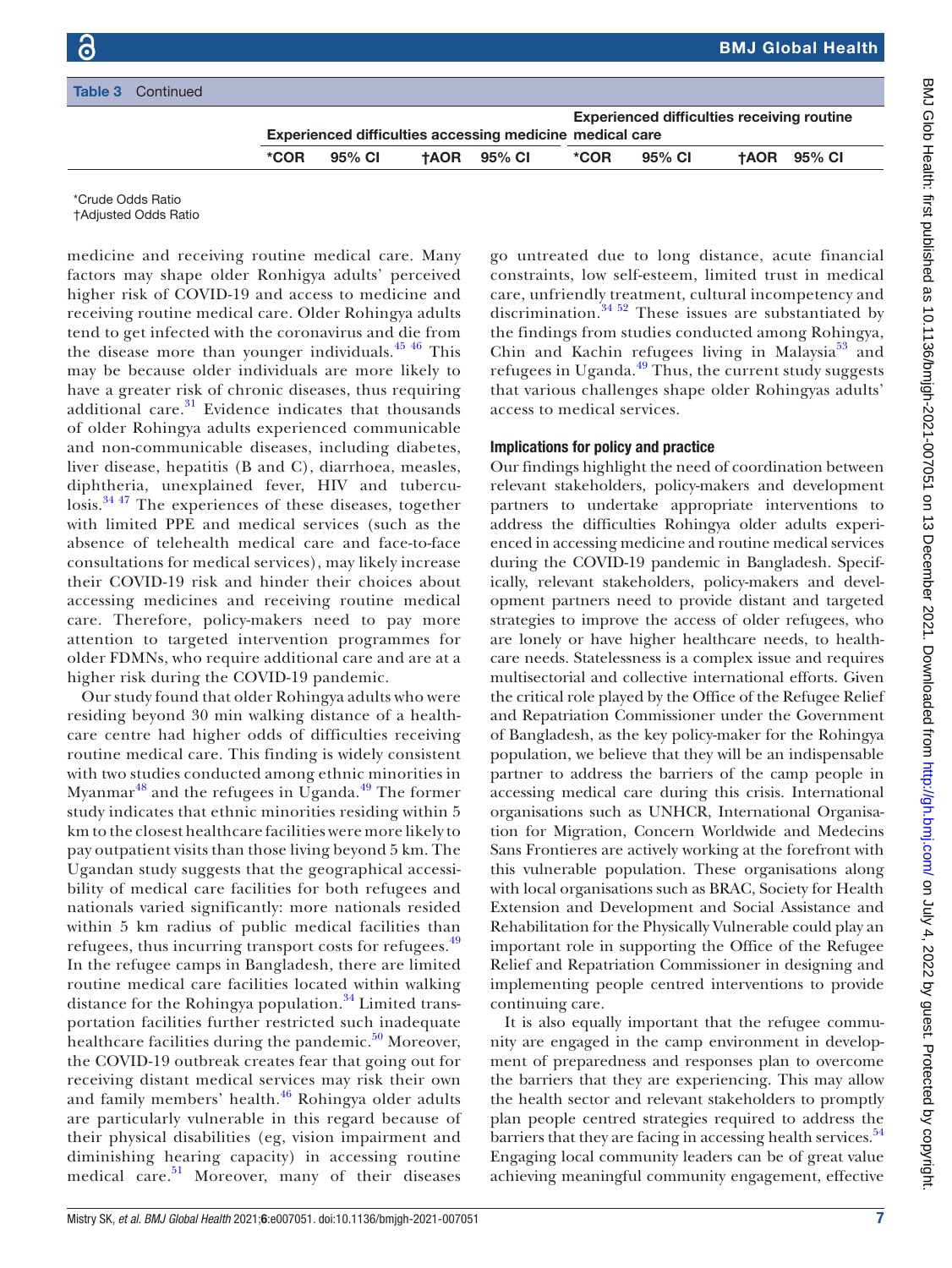Table 3 Continued

| | Experienced difficulties accessing medicine | | | | Experienced difficulties receiving routine medical care | | | |
|---|---|---|---|---|---|---|---|---|
| | *COR | 95% CI | †AOR | 95% CI | *COR | 95% CI | †AOR | 95% CI |

*Crude Odds Ratio
†Adjusted Odds Ratio

medicine and receiving routine medical care. Many factors may shape older Ronhigya adults' perceived higher risk of COVID-19 and access to medicine and receiving routine medical care. Older Rohingya adults tend to get infected with the coronavirus and die from the disease more than younger individuals.[45 46] This may be because older individuals are more likely to have a greater risk of chronic diseases, thus requiring additional care.[31] Evidence indicates that thousands of older Rohingya adults experienced communicable and non-communicable diseases, including diabetes, liver disease, hepatitis (B and C), diarrhoea, measles, diphtheria, unexplained fever, HIV and tuberculosis.[34 47] The experiences of these diseases, together with limited PPE and medical services (such as the absence of telehealth medical care and face-to-face consultations for medical services), may likely increase their COVID-19 risk and hinder their choices about accessing medicines and receiving routine medical care. Therefore, policy-makers need to pay more attention to targeted intervention programmes for older FDMNs, who require additional care and are at a higher risk during the COVID-19 pandemic.

Our study found that older Rohingya adults who were residing beyond 30 min walking distance of a healthcare centre had higher odds of difficulties receiving routine medical care. This finding is widely consistent with two studies conducted among ethnic minorities in Myanmar[48] and the refugees in Uganda.[49] The former study indicates that ethnic minorities residing within 5 km to the closest healthcare facilities were more likely to pay outpatient visits than those living beyond 5 km. The Ugandan study suggests that the geographical accessibility of medical care facilities for both refugees and nationals varied significantly: more nationals resided within 5 km radius of public medical facilities than refugees, thus incurring transport costs for refugees.[49] In the refugee camps in Bangladesh, there are limited routine medical care facilities located within walking distance for the Rohingya population.[34] Limited transportation facilities further restricted such inadequate healthcare facilities during the pandemic.[50] Moreover, the COVID-19 outbreak creates fear that going out for receiving distant medical services may risk their own and family members' health.[46] Rohingya older adults are particularly vulnerable in this regard because of their physical disabilities (eg, vision impairment and diminishing hearing capacity) in accessing routine medical care.[51] Moreover, many of their diseases go untreated due to long distance, acute financial constraints, low self-esteem, limited trust in medical care, unfriendly treatment, cultural incompetency and discrimination.[34 52] These issues are substantiated by the findings from studies conducted among Rohingya, Chin and Kachin refugees living in Malaysia[53] and refugees in Uganda.[49] Thus, the current study suggests that various challenges shape older Rohingyas adults' access to medical services.

## Implications for policy and practice

Our findings highlight the need of coordination between relevant stakeholders, policy-makers and development partners to undertake appropriate interventions to address the difficulties Rohingya older adults experienced in accessing medicine and routine medical services during the COVID-19 pandemic in Bangladesh. Specifically, relevant stakeholders, policy-makers and development partners need to provide distant and targeted strategies to improve the access of older refugees, who are lonely or have higher healthcare needs, to healthcare needs. Statelessness is a complex issue and requires multisectorial and collective international efforts. Given the critical role played by the Office of the Refugee Relief and Repatriation Commissioner under the Government of Bangladesh, as the key policy-maker for the Rohingya population, we believe that they will be an indispensable partner to address the barriers of the camp people in accessing medical care during this crisis. International organisations such as UNHCR, International Organisation for Migration, Concern Worldwide and Medecins Sans Frontieres are actively working at the forefront with this vulnerable population. These organisations along with local organisations such as BRAC, Society for Health Extension and Development and Social Assistance and Rehabilitation for the Physically Vulnerable could play an important role in supporting the Office of the Refugee Relief and Repatriation Commissioner in designing and implementing people centred interventions to provide continuing care.

It is also equally important that the refugee community are engaged in the camp environment in development of preparedness and responses plan to overcome the barriers that they are experiencing. This may allow the health sector and relevant stakeholders to promptly plan people centred strategies required to address the barriers that they are facing in accessing health services.[54] Engaging local community leaders can be of great value achieving meaningful community engagement, effective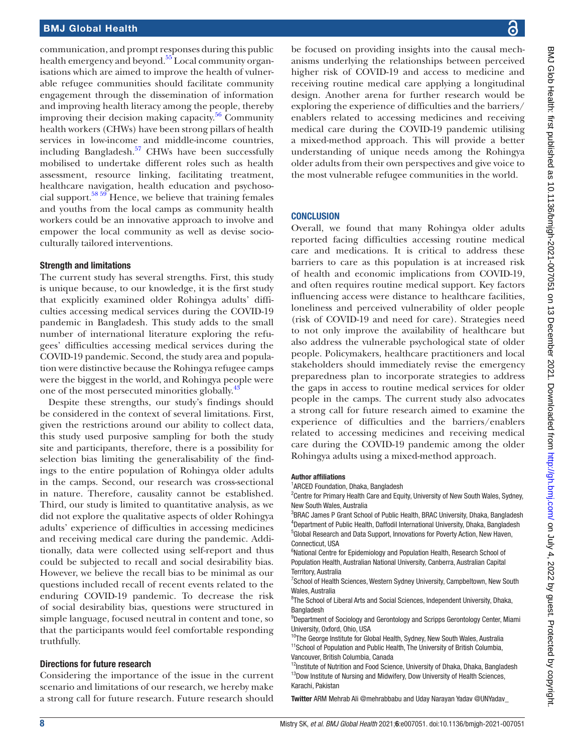communication, and prompt responses during this public health emergency and beyond.[55] Local community organisations which are aimed to improve the health of vulnerable refugee communities should facilitate community engagement through the dissemination of information and improving health literacy among the people, thereby improving their decision making capacity.[56] Community health workers (CHWs) have been strong pillars of health services in low-income and middle-income countries, including Bangladesh.[57] CHWs have been successfully mobilised to undertake different roles such as health assessment, resource linking, facilitating treatment, healthcare navigation, health education and psychosocial support.[58 59] Hence, we believe that training females and youths from the local camps as community health workers could be an innovative approach to involve and empower the local community as well as devise socioculturally tailored interventions.

### Strength and limitations

The current study has several strengths. First, this study is unique because, to our knowledge, it is the first study that explicitly examined older Rohingya adults' difficulties accessing medical services during the COVID-19 pandemic in Bangladesh. This study adds to the small number of international literature exploring the refugees' difficulties accessing medical services during the COVID-19 pandemic. Second, the study area and population were distinctive because the Rohingya refugee camps were the biggest in the world, and Rohingya people were one of the most persecuted minorities globally.[43]

Despite these strengths, our study's findings should be considered in the context of several limitations. First, given the restrictions around our ability to collect data, this study used purposive sampling for both the study site and participants, therefore, there is a possibility for selection bias limiting the generalisability of the findings to the entire population of Rohingya older adults in the camps. Second, our research was cross-sectional in nature. Therefore, causality cannot be established. Third, our study is limited to quantitative analysis, as we did not explore the qualitative aspects of older Rohingya adults' experience of difficulties in accessing medicines and receiving medical care during the pandemic. Additionally, data were collected using self-report and thus could be subjected to recall and social desirability bias. However, we believe the recall bias to be minimal as our questions included recall of recent events related to the enduring COVID-19 pandemic. To decrease the risk of social desirability bias, questions were structured in simple language, focused neutral in content and tone, so that the participants would feel comfortable responding truthfully.

### Directions for future research

Considering the importance of the issue in the current scenario and limitations of our research, we hereby make a strong call for future research. Future research should be focused on providing insights into the causal mechanisms underlying the relationships between perceived higher risk of COVID-19 and access to medicine and receiving routine medical care applying a longitudinal design. Another arena for further research would be exploring the experience of difficulties and the barriers/enablers related to accessing medicines and receiving medical care during the COVID-19 pandemic utilising a mixed-method approach. This will provide a better understanding of unique needs among the Rohingya older adults from their own perspectives and give voice to the most vulnerable refugee communities in the world.

## CONCLUSION

Overall, we found that many Rohingya older adults reported facing difficulties accessing routine medical care and medications. It is critical to address these barriers to care as this population is at increased risk of health and economic implications from COVID-19, and often requires routine medical support. Key factors influencing access were distance to healthcare facilities, loneliness and perceived vulnerability of older people (risk of COVID-19 and need for care). Strategies need to not only improve the availability of healthcare but also address the vulnerable psychological state of older people. Policymakers, healthcare practitioners and local stakeholders should immediately revise the emergency preparedness plan to incorporate strategies to address the gaps in access to routine medical services for older people in the camps. The current study also advocates a strong call for future research aimed to examine the experience of difficulties and the barriers/enablers related to accessing medicines and receiving medical care during the COVID-19 pandemic among the older Rohingya adults using a mixed-method approach.

#### Author affiliations

[1]ARCED Foundation, Dhaka, Bangladesh
[2]Centre for Primary Health Care and Equity, University of New South Wales, Sydney, New South Wales, Australia
[3]BRAC James P Grant School of Public Health, BRAC University, Dhaka, Bangladesh
[4]Department of Public Health, Daffodil International University, Dhaka, Bangladesh
[5]Global Research and Data Support, Innovations for Poverty Action, New Haven, Connecticut, USA
[6]National Centre for Epidemiology and Population Health, Research School of Population Health, Australian National University, Canberra, Australian Capital Territory, Australia
[7]School of Health Sciences, Western Sydney University, Campbeltown, New South Wales, Australia
[8]The School of Liberal Arts and Social Sciences, Independent University, Dhaka, Bangladesh
[9]Department of Sociology and Gerontology and Scripps Gerontology Center, Miami University, Oxford, Ohio, USA
[10]The George Institute for Global Health, Sydney, New South Wales, Australia
[11]School of Population and Public Health, The University of British Columbia, Vancouver, British Columbia, Canada
[12]Institute of Nutrition and Food Science, University of Dhaka, Dhaka, Bangladesh
[13]Dow Institute of Nursing and Midwifery, Dow University of Health Sciences, Karachi, Pakistan

**Twitter** ARM Mehrab Ali @mehrabbabu and Uday Narayan Yadav @UNYadav_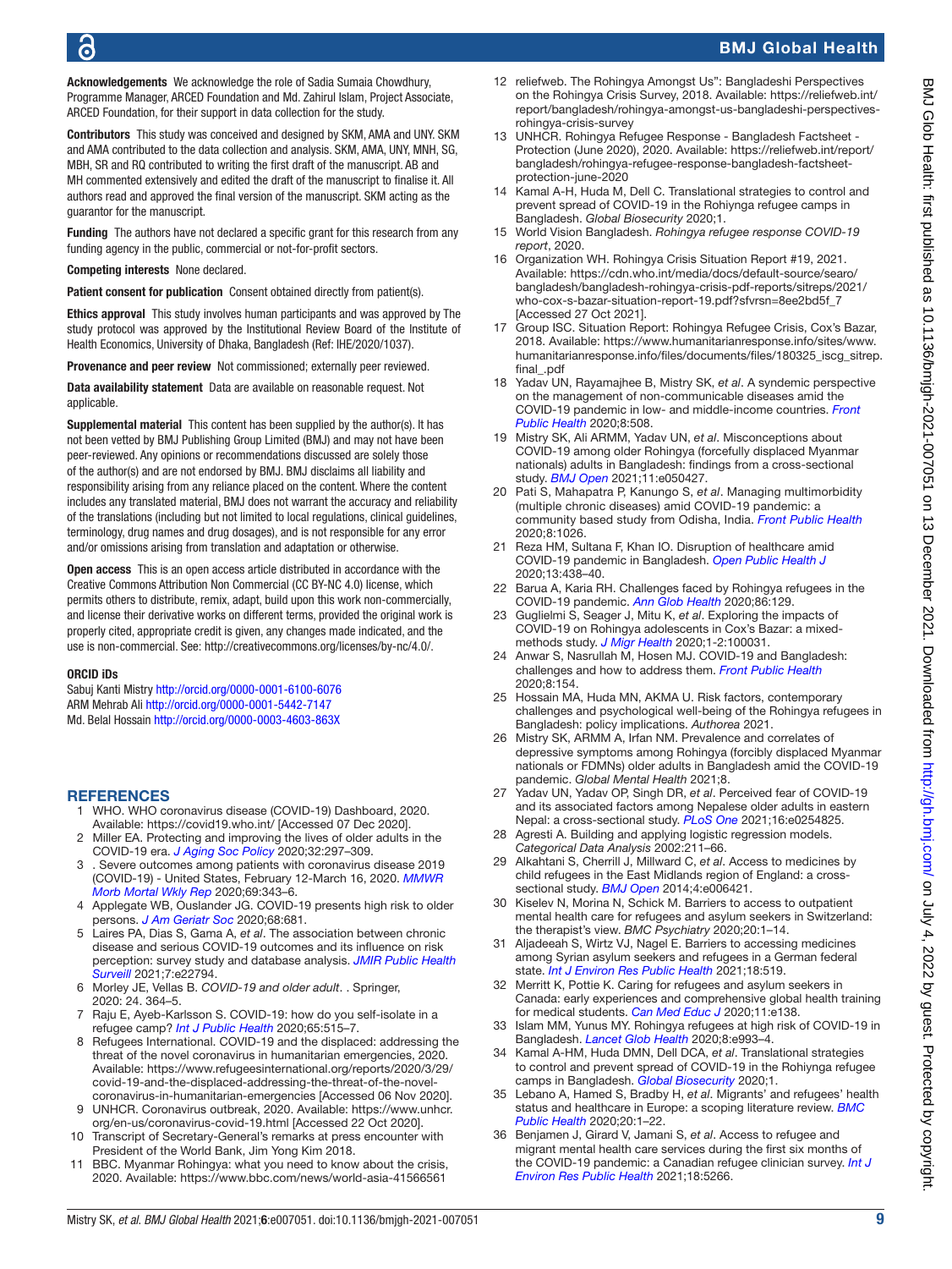**Acknowledgements** We acknowledge the role of Sadia Sumaia Chowdhury, Programme Manager, ARCED Foundation and Md. Zahirul Islam, Project Associate, ARCED Foundation, for their support in data collection for the study.

**Contributors** This study was conceived and designed by SKM, AMA and UNY. SKM and AMA contributed to the data collection and analysis. SKM, AMA, UNY, MNH, SG, MBH, SR and RQ contributed to writing the first draft of the manuscript. AB and MH commented extensively and edited the draft of the manuscript to finalise it. All authors read and approved the final version of the manuscript. SKM acting as the guarantor for the manuscript.

**Funding** The authors have not declared a specific grant for this research from any funding agency in the public, commercial or not-for-profit sectors.

**Competing interests** None declared.

**Patient consent for publication** Consent obtained directly from patient(s).

**Ethics approval** This study involves human participants and was approved by The study protocol was approved by the Institutional Review Board of the Institute of Health Economics, University of Dhaka, Bangladesh (Ref: IHE/2020/1037).

**Provenance and peer review** Not commissioned; externally peer reviewed.

**Data availability statement** Data are available on reasonable request. Not applicable.

**Supplemental material** This content has been supplied by the author(s). It has not been vetted by BMJ Publishing Group Limited (BMJ) and may not have been peer-reviewed. Any opinions or recommendations discussed are solely those of the author(s) and are not endorsed by BMJ. BMJ disclaims all liability and responsibility arising from any reliance placed on the content. Where the content includes any translated material, BMJ does not warrant the accuracy and reliability of the translations (including but not limited to local regulations, clinical guidelines, terminology, drug names and drug dosages), and is not responsible for any error and/or omissions arising from translation and adaptation or otherwise.

**Open access** This is an open access article distributed in accordance with the Creative Commons Attribution Non Commercial (CC BY-NC 4.0) license, which permits others to distribute, remix, adapt, build upon this work non-commercially, and license their derivative works on different terms, provided the original work is properly cited, appropriate credit is given, any changes made indicated, and the use is non-commercial. See: http://creativecommons.org/licenses/by-nc/4.0/.

**ORCID iDs**

Sabuj Kanti Mistry http://orcid.org/0000-0001-6100-6076
ARM Mehrab Ali http://orcid.org/0000-0001-5442-7147
Md. Belal Hossain http://orcid.org/0000-0003-4603-863X

## REFERENCES

1. WHO. WHO coronavirus disease (COVID-19) Dashboard, 2020. Available: https://covid19.who.int/ [Accessed 07 Dec 2020].
2. Miller EA. Protecting and improving the lives of older adults in the COVID-19 era. *J Aging Soc Policy* 2020;32:297–309.
3. . Severe outcomes among patients with coronavirus disease 2019 (COVID-19) - United States, February 12-March 16, 2020. *MMWR Morb Mortal Wkly Rep* 2020;69:343–6.
4. Applegate WB, Ouslander JG. COVID-19 presents high risk to older persons. *J Am Geriatr Soc* 2020;68:681.
5. Laires PA, Dias S, Gama A, *et al*. The association between chronic disease and serious COVID-19 outcomes and its influence on risk perception: survey study and database analysis. *JMIR Public Health Surveill* 2021;7:e22794.
6. Morley JE, Vellas B. *COVID-19 and older adult*. . Springer, 2020: 24. 364–5.
7. Raju E, Ayeb-Karlsson S. COVID-19: how do you self-isolate in a refugee camp? *Int J Public Health* 2020;65:515–7.
8. Refugees International. COVID-19 and the displaced: addressing the threat of the novel coronavirus in humanitarian emergencies, 2020. Available: https://www.refugeesinternational.org/reports/2020/3/29/covid-19-and-the-displaced-addressing-the-threat-of-the-novel-coronavirus-in-humanitarian-emergencies [Accessed 06 Nov 2020].
9. UNHCR. Coronavirus outbreak, 2020. Available: https://www.unhcr.org/en-us/coronavirus-covid-19.html [Accessed 22 Oct 2020].
10. Transcript of Secretary-General's remarks at press encounter with President of the World Bank, Jim Yong Kim 2018.
11. BBC. Myanmar Rohingya: what you need to know about the crisis, 2020. Available: https://www.bbc.com/news/world-asia-41566561
12. reliefweb. The Rohingya Amongst Us": Bangladeshi Perspectives on the Rohingya Crisis Survey, 2018. Available: https://reliefweb.int/report/bangladesh/rohingya-amongst-us-bangladeshi-perspectives-rohingya-crisis-survey
13. UNHCR. Rohingya Refugee Response - Bangladesh Factsheet - Protection (June 2020), 2020. Available: https://reliefweb.int/report/bangladesh/rohingya-refugee-response-bangladesh-factsheet-protection-june-2020
14. Kamal A-H, Huda M, Dell C. Translational strategies to control and prevent spread of COVID-19 in the Rohiynga refugee camps in Bangladesh. *Global Biosecurity* 2020;1.
15. World Vision Bangladesh. *Rohingya refugee response COVID-19 report*, 2020.
16. Organization WH. Rohingya Crisis Situation Report #19, 2021. Available: https://cdn.who.int/media/docs/default-source/searo/bangladesh/bangladesh-rohingya-crisis-pdf-reports/sitreps/2021/who-cox-s-bazar-situation-report-19.pdf?sfvrsn=8ee2bd5f_7 [Accessed 27 Oct 2021].
17. Group ISC. Situation Report: Rohingya Refugee Crisis, Cox's Bazar, 2018. Available: https://www.humanitarianresponse.info/sites/www.humanitarianresponse.info/files/documents/files/180325_iscg_sitrep.final_.pdf
18. Yadav UN, Rayamajhee B, Mistry SK, *et al*. A syndemic perspective on the management of non-communicable diseases amid the COVID-19 pandemic in low- and middle-income countries. *Front Public Health* 2020;8:508.
19. Mistry SK, Ali ARMM, Yadav UN, *et al*. Misconceptions about COVID-19 among older Rohingya (forcefully displaced Myanmar nationals) adults in Bangladesh: findings from a cross-sectional study. *BMJ Open* 2021;11:e050427.
20. Pati S, Mahapatra P, Kanungo S, *et al*. Managing multimorbidity (multiple chronic diseases) amid COVID-19 pandemic: a community based study from Odisha, India. *Front Public Health* 2020;8:1026.
21. Reza HM, Sultana F, Khan IO. Disruption of healthcare amid COVID-19 pandemic in Bangladesh. *Open Public Health J* 2020;13:438–40.
22. Barua A, Karia RH. Challenges faced by Rohingya refugees in the COVID-19 pandemic. *Ann Glob Health* 2020;86:129.
23. Guglielmi S, Seager J, Mitu K, *et al*. Exploring the impacts of COVID-19 on Rohingya adolescents in Cox's Bazar: a mixed-methods study. *J Migr Health* 2020;1-2:100031.
24. Anwar S, Nasrullah M, Hosen MJ. COVID-19 and Bangladesh: challenges and how to address them. *Front Public Health* 2020;8:154.
25. Hossain MA, Huda MN, AKMA U. Risk factors, contemporary challenges and psychological well-being of the Rohingya refugees in Bangladesh: policy implications. *Authorea* 2021.
26. Mistry SK, ARMM A, Irfan NM. Prevalence and correlates of depressive symptoms among Rohingya (forcibly displaced Myanmar nationals or FDMNs) older adults in Bangladesh amid the COVID-19 pandemic. *Global Mental Health* 2021;8.
27. Yadav UN, Yadav OP, Singh DR, *et al*. Perceived fear of COVID-19 and its associated factors among Nepalese older adults in eastern Nepal: a cross-sectional study. *PLoS One* 2021;16:e0254825.
28. Agresti A. Building and applying logistic regression models. *Categorical Data Analysis* 2002:211–66.
29. Alkahtani S, Cherrill J, Millward C, *et al*. Access to medicines by child refugees in the East Midlands region of England: a cross-sectional study. *BMJ Open* 2014;4:e006421.
30. Kiselev N, Morina N, Schick M. Barriers to access to outpatient mental health care for refugees and asylum seekers in Switzerland: the therapist's view. *BMC Psychiatry* 2020;20:1–14.
31. Aljadeeah S, Wirtz VJ, Nagel E. Barriers to accessing medicines among Syrian asylum seekers and refugees in a German federal state. *Int J Environ Res Public Health* 2021;18:519.
32. Merritt K, Pottie K. Caring for refugees and asylum seekers in Canada: early experiences and comprehensive global health training for medical students. *Can Med Educ J* 2020;11:e138.
33. Islam MM, Yunus MY. Rohingya refugees at high risk of COVID-19 in Bangladesh. *Lancet Glob Health* 2020;8:e993–4.
34. Kamal A-HM, Huda DMN, Dell DCA, *et al*. Translational strategies to control and prevent spread of COVID-19 in the Rohiynga refugee camps in Bangladesh. *Global Biosecurity* 2020;1.
35. Lebano A, Hamed S, Bradby H, *et al*. Migrants' and refugees' health status and healthcare in Europe: a scoping literature review. *BMC Public Health* 2020;20:1–22.
36. Benjamen J, Girard V, Jamani S, *et al*. Access to refugee and migrant mental health care services during the first six months of the COVID-19 pandemic: a Canadian refugee clinician survey. *Int J Environ Res Public Health* 2021;18:5266.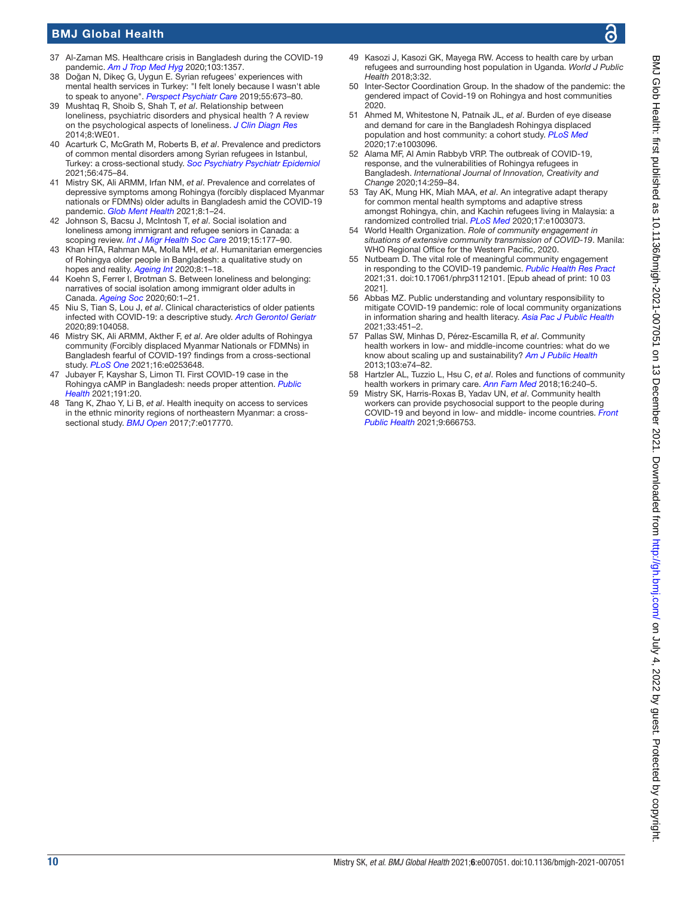37 Al-Zaman MS. Healthcare crisis in Bangladesh during the COVID-19 pandemic. *Am J Trop Med Hyg* 2020;103:1357.
38 Doğan N, Dikeç G, Uygun E. Syrian refugees' experiences with mental health services in Turkey: "I felt lonely because I wasn't able to speak to anyone". *Perspect Psychiatr Care* 2019;55:673–80.
39 Mushtaq R, Shoib S, Shah T, *et al*. Relationship between loneliness, psychiatric disorders and physical health ? A review on the psychological aspects of loneliness. *J Clin Diagn Res* 2014;8:WE01.
40 Acarturk C, McGrath M, Roberts B, *et al*. Prevalence and predictors of common mental disorders among Syrian refugees in Istanbul, Turkey: a cross-sectional study. *Soc Psychiatry Psychiatr Epidemiol* 2021;56:475–84.
41 Mistry SK, Ali ARMM, Irfan NM, *et al*. Prevalence and correlates of depressive symptoms among Rohingya (forcibly displaced Myanmar nationals or FDMNs) older adults in Bangladesh amid the COVID-19 pandemic. *Glob Ment Health* 2021;8:1–24.
42 Johnson S, Bacsu J, McIntosh T, *et al*. Social isolation and loneliness among immigrant and refugee seniors in Canada: a scoping review. *Int J Migr Health Soc Care* 2019;15:177–90.
43 Khan HTA, Rahman MA, Molla MH, *et al*. Humanitarian emergencies of Rohingya older people in Bangladesh: a qualitative study on hopes and reality. *Ageing Int* 2020;8:1–18.
44 Koehn S, Ferrer I, Brotman S. Between loneliness and belonging: narratives of social isolation among immigrant older adults in Canada. *Ageing Soc* 2020;60:1–21.
45 Niu S, Tian S, Lou J, *et al*. Clinical characteristics of older patients infected with COVID-19: a descriptive study. *Arch Gerontol Geriatr* 2020;89:104058.
46 Mistry SK, Ali ARMM, Akther F, *et al*. Are older adults of Rohingya community (Forcibly displaced Myanmar Nationals or FDMNs) in Bangladesh fearful of COVID-19? findings from a cross-sectional study. *PLoS One* 2021;16:e0253648.
47 Jubayer F, Kayshar S, Limon TI. First COVID-19 case in the Rohingya cAMP in Bangladesh: needs proper attention. *Public Health* 2021;191:20.
48 Tang K, Zhao Y, Li B, *et al*. Health inequity on access to services in the ethnic minority regions of northeastern Myanmar: a cross-sectional study. *BMJ Open* 2017;7:e017770.
49 Kasozi J, Kasozi GK, Mayega RW. Access to health care by urban refugees and surrounding host population in Uganda. *World J Public Health* 2018;3:32.
50 Inter-Sector Coordination Group. In the shadow of the pandemic: the gendered impact of Covid-19 on Rohingya and host communities 2020.
51 Ahmed M, Whitestone N, Patnaik JL, *et al*. Burden of eye disease and demand for care in the Bangladesh Rohingya displaced population and host community: a cohort study. *PLoS Med* 2020;17:e1003096.
52 Alama MF, Al Amin Rabbyb VRP. The outbreak of COVID-19, response, and the vulnerabilities of Rohingya refugees in Bangladesh. *International Journal of Innovation, Creativity and Change* 2020;14:259–84.
53 Tay AK, Mung HK, Miah MAA, *et al*. An integrative adapt therapy for common mental health symptoms and adaptive stress amongst Rohingya, chin, and Kachin refugees living in Malaysia: a randomized controlled trial. *PLoS Med* 2020;17:e1003073.
54 World Health Organization. *Role of community engagement in situations of extensive community transmission of COVID-19*. Manila: WHO Regional Office for the Western Pacific, 2020.
55 Nutbeam D. The vital role of meaningful community engagement in responding to the COVID-19 pandemic. *Public Health Res Pract* 2021;31. doi:10.17061/phrp3112101. [Epub ahead of print: 10 03 2021].
56 Abbas MZ. Public understanding and voluntary responsibility to mitigate COVID-19 pandemic: role of local community organizations in information sharing and health literacy. *Asia Pac J Public Health* 2021;33:451–2.
57 Pallas SW, Minhas D, Pérez-Escamilla R, *et al*. Community health workers in low- and middle-income countries: what do we know about scaling up and sustainability? *Am J Public Health* 2013;103:e74–82.
58 Hartzler AL, Tuzzio L, Hsu C, *et al*. Roles and functions of community health workers in primary care. *Ann Fam Med* 2018;16:240–5.
59 Mistry SK, Harris-Roxas B, Yadav UN, *et al*. Community health workers can provide psychosocial support to the people during COVID-19 and beyond in low- and middle- income countries. *Front Public Health* 2021;9:666753.